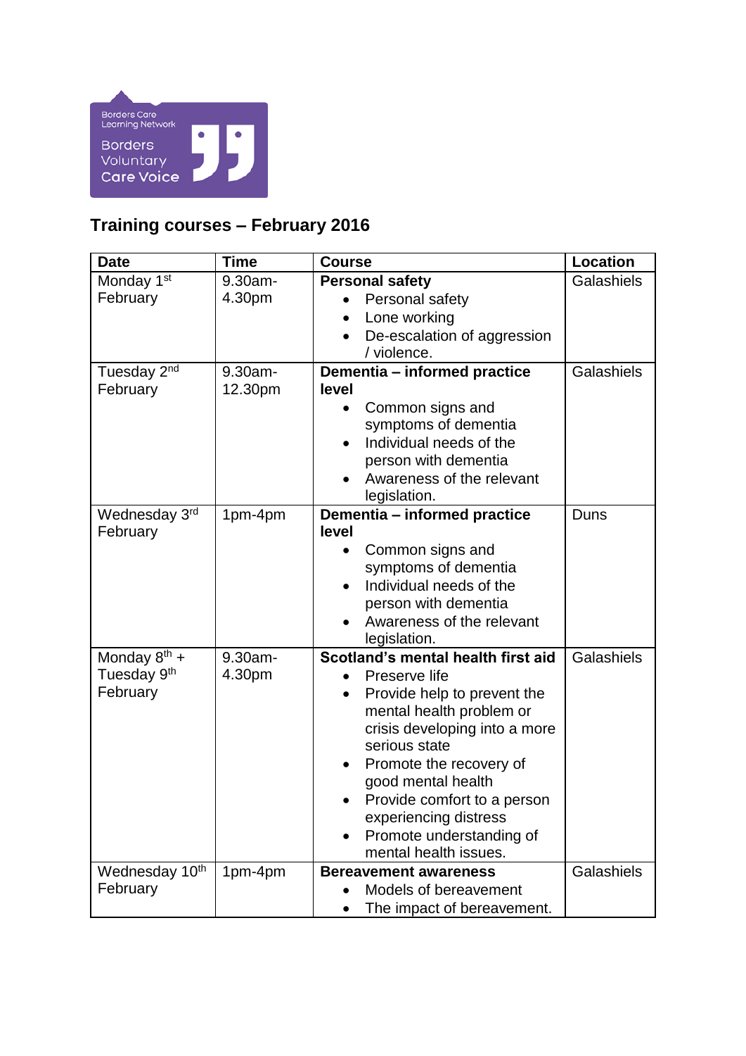Borders Care Learning Network

Borders Voluntary Care Voice

## Training courses – February 2016

| Date | Time | Course | Location |
|---|---|---|---|
| Monday 1st February | 9.30am-4.30pm | **Personal safety**<br>• Personal safety<br>• Lone working<br>• De-escalation of aggression / violence. | Galashiels |
| Tuesday 2nd February | 9.30am-12.30pm | **Dementia – informed practice level**<br>• Common signs and symptoms of dementia<br>• Individual needs of the person with dementia<br>• Awareness of the relevant legislation. | Galashiels |
| Wednesday 3rd February | 1pm-4pm | **Dementia – informed practice level**<br>• Common signs and symptoms of dementia<br>• Individual needs of the person with dementia<br>• Awareness of the relevant legislation. | Duns |
| Monday 8th + Tuesday 9th February | 9.30am-4.30pm | **Scotland's mental health first aid**<br>• Preserve life<br>• Provide help to prevent the mental health problem or crisis developing into a more serious state<br>• Promote the recovery of good mental health<br>• Provide comfort to a person experiencing distress<br>• Promote understanding of mental health issues. | Galashiels |
| Wednesday 10th February | 1pm-4pm | **Bereavement awareness**<br>• Models of bereavement<br>• The impact of bereavement. | Galashiels |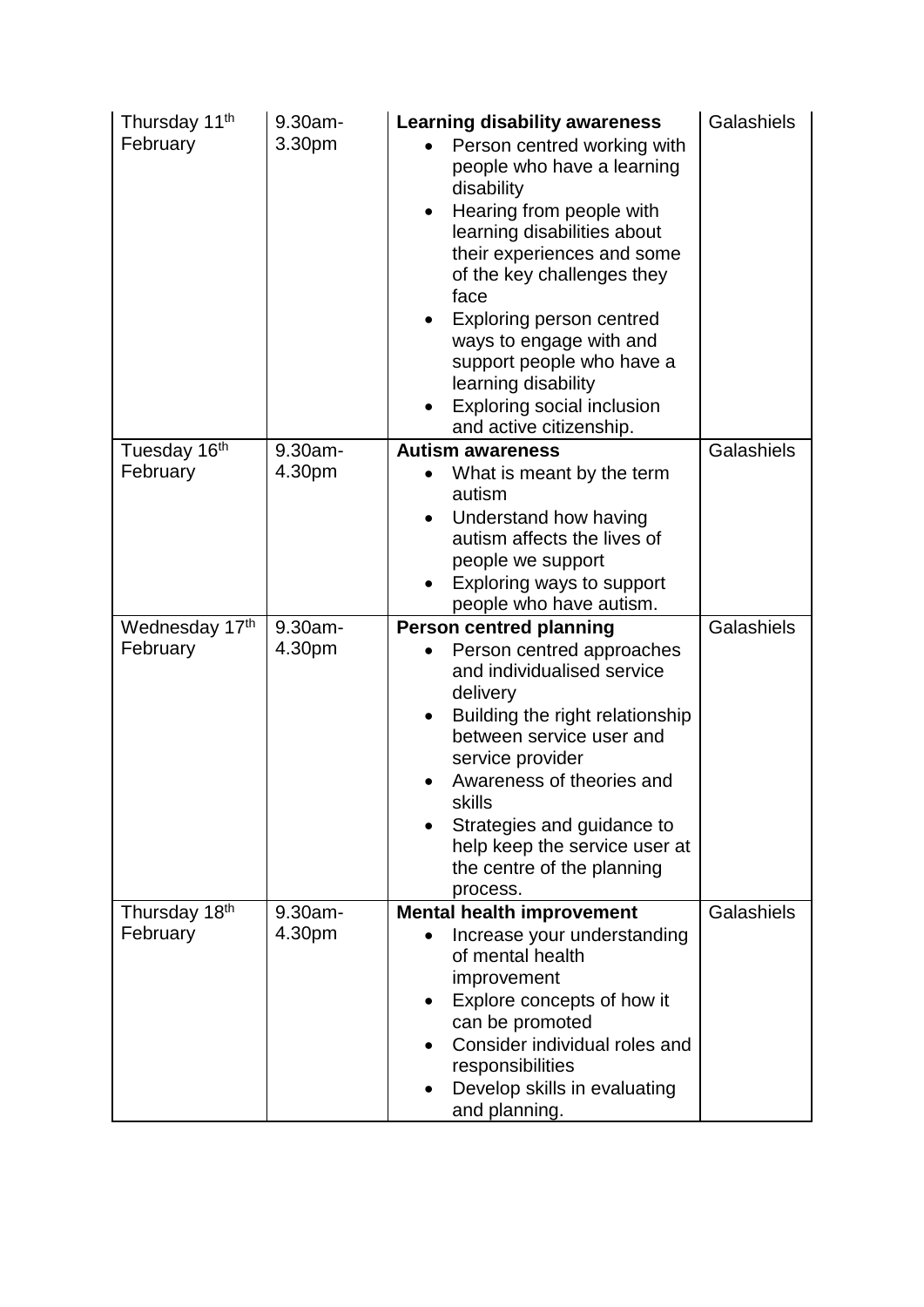| | | | |
|---|---|---|---|
| Thursday 11th February | 9.30am-3.30pm | **Learning disability awareness**<br>• Person centred working with people who have a learning disability<br>• Hearing from people with learning disabilities about their experiences and some of the key challenges they face<br>• Exploring person centred ways to engage with and support people who have a learning disability<br>• Exploring social inclusion and active citizenship. | Galashiels |
| Tuesday 16th February | 9.30am-4.30pm | **Autism awareness**<br>• What is meant by the term autism<br>• Understand how having autism affects the lives of people we support<br>• Exploring ways to support people who have autism. | Galashiels |
| Wednesday 17th February | 9.30am-4.30pm | **Person centred planning**<br>• Person centred approaches and individualised service delivery<br>• Building the right relationship between service user and service provider<br>• Awareness of theories and skills<br>• Strategies and guidance to help keep the service user at the centre of the planning process. | Galashiels |
| Thursday 18th February | 9.30am-4.30pm | **Mental health improvement**<br>• Increase your understanding of mental health improvement<br>• Explore concepts of how it can be promoted<br>• Consider individual roles and responsibilities<br>• Develop skills in evaluating and planning. | Galashiels |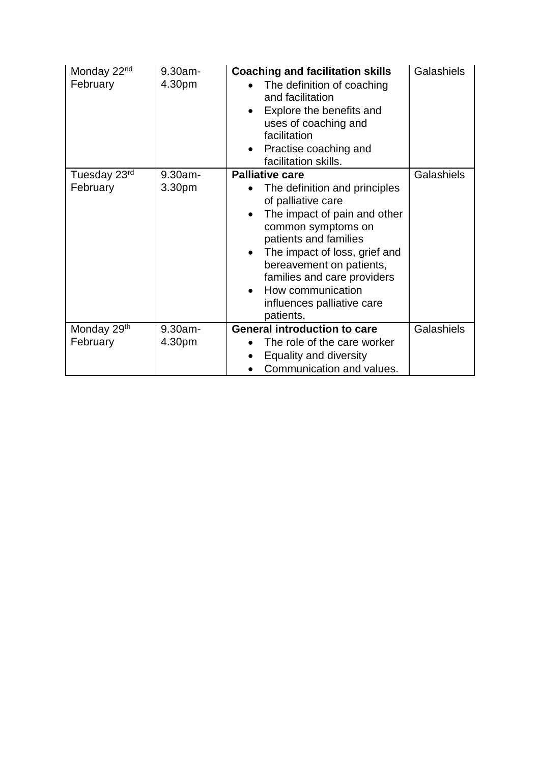| | | | |
|---|---|---|---|
| Monday 22nd February | 9.30am-4.30pm | **Coaching and facilitation skills**<br>• The definition of coaching and facilitation<br>• Explore the benefits and uses of coaching and facilitation<br>• Practise coaching and facilitation skills. | Galashiels |
| Tuesday 23rd February | 9.30am-3.30pm | **Palliative care**<br>• The definition and principles of palliative care<br>• The impact of pain and other common symptoms on patients and families<br>• The impact of loss, grief and bereavement on patients, families and care providers<br>• How communication influences palliative care patients. | Galashiels |
| Monday 29th February | 9.30am-4.30pm | **General introduction to care**<br>• The role of the care worker<br>• Equality and diversity<br>• Communication and values. | Galashiels |